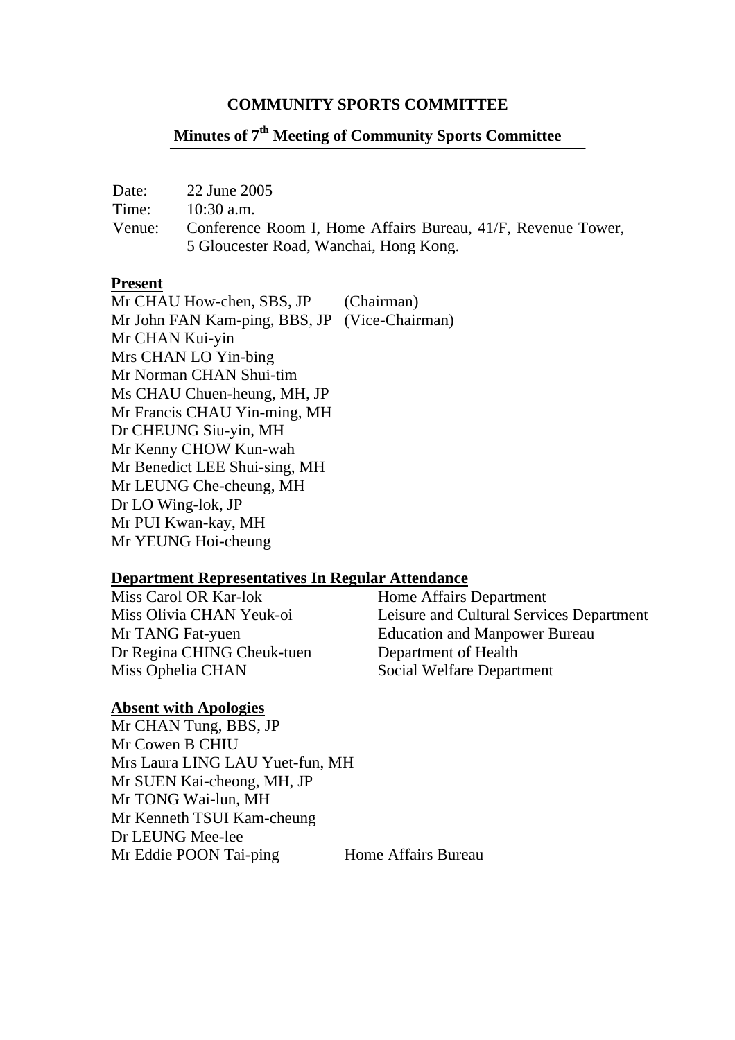# COMMUNITY SPORTS COMMITTEE

## Minutes of 7th Meeting of Community Sports Committee

Date: 22 June 2005
Time: 10:30 a.m.
Venue: Conference Room I, Home Affairs Bureau, 41/F, Revenue Tower, 5 Gloucester Road, Wanchai, Hong Kong.

**Present**

Mr CHAU How-chen, SBS, JP (Chairman)
Mr John FAN Kam-ping, BBS, JP (Vice-Chairman)
Mr CHAN Kui-yin
Mrs CHAN LO Yin-bing
Mr Norman CHAN Shui-tim
Ms CHAU Chuen-heung, MH, JP
Mr Francis CHAU Yin-ming, MH
Dr CHEUNG Siu-yin, MH
Mr Kenny CHOW Kun-wah
Mr Benedict LEE Shui-sing, MH
Mr LEUNG Che-cheung, MH
Dr LO Wing-lok, JP
Mr PUI Kwan-kay, MH
Mr YEUNG Hoi-cheung

**Department Representatives In Regular Attendance**

| | |
|---|---|
| Miss Carol OR Kar-lok | Home Affairs Department |
| Miss Olivia CHAN Yeuk-oi | Leisure and Cultural Services Department |
| Mr TANG Fat-yuen | Education and Manpower Bureau |
| Dr Regina CHING Cheuk-tuen | Department of Health |
| Miss Ophelia CHAN | Social Welfare Department |

**Absent with Apologies**

Mr CHAN Tung, BBS, JP
Mr Cowen B CHIU
Mrs Laura LING LAU Yuet-fun, MH
Mr SUEN Kai-cheong, MH, JP
Mr TONG Wai-lun, MH
Mr Kenneth TSUI Kam-cheung
Dr LEUNG Mee-lee
Mr Eddie POON Tai-ping Home Affairs Bureau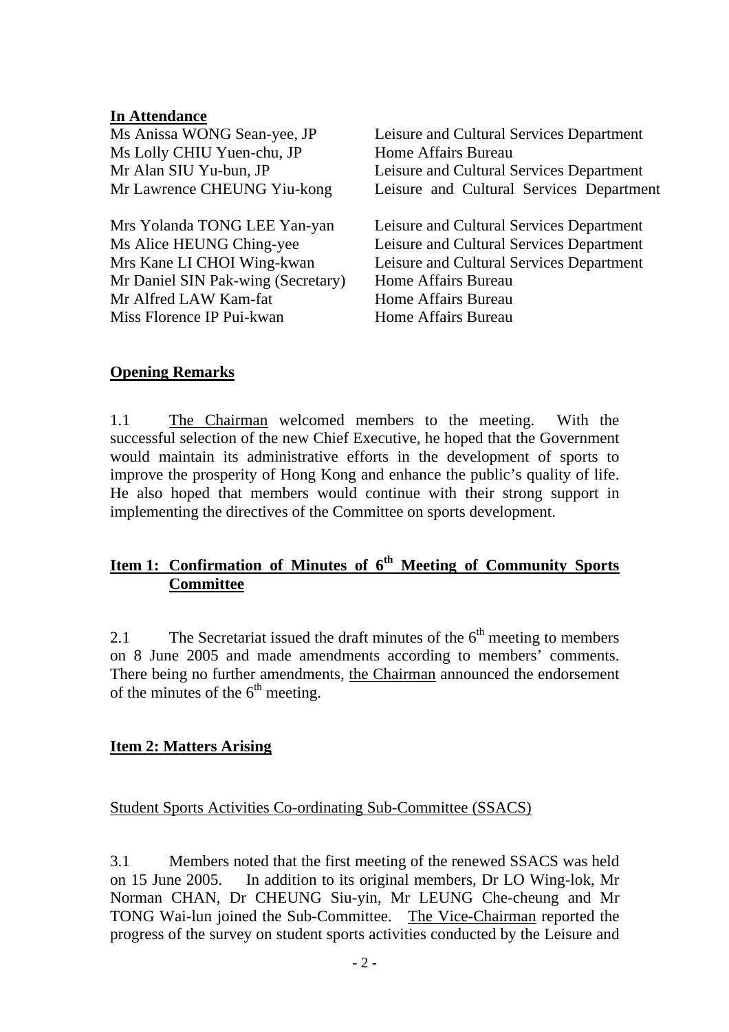**In Attendance**

| | |
|---|---|
| Ms Anissa WONG Sean-yee, JP | Leisure and Cultural Services Department |
| Ms Lolly CHIU Yuen-chu, JP | Home Affairs Bureau |
| Mr Alan SIU Yu-bun, JP | Leisure and Cultural Services Department |
| Mr Lawrence CHEUNG Yiu-kong | Leisure and Cultural Services Department |
| | |
| Mrs Yolanda TONG LEE Yan-yan | Leisure and Cultural Services Department |
| Ms Alice HEUNG Ching-yee | Leisure and Cultural Services Department |
| Mrs Kane LI CHOI Wing-kwan | Leisure and Cultural Services Department |
| Mr Daniel SIN Pak-wing (Secretary) | Home Affairs Bureau |
| Mr Alfred LAW Kam-fat | Home Affairs Bureau |
| Miss Florence IP Pui-kwan | Home Affairs Bureau |

**Opening Remarks**

1.1 The Chairman welcomed members to the meeting. With the successful selection of the new Chief Executive, he hoped that the Government would maintain its administrative efforts in the development of sports to improve the prosperity of Hong Kong and enhance the public's quality of life. He also hoped that members would continue with their strong support in implementing the directives of the Committee on sports development.

**Item 1: Confirmation of Minutes of 6th Meeting of Community Sports Committee**

2.1 The Secretariat issued the draft minutes of the 6th meeting to members on 8 June 2005 and made amendments according to members' comments. There being no further amendments, the Chairman announced the endorsement of the minutes of the 6th meeting.

**Item 2: Matters Arising**

Student Sports Activities Co-ordinating Sub-Committee (SSACS)

3.1 Members noted that the first meeting of the renewed SSACS was held on 15 June 2005. In addition to its original members, Dr LO Wing-lok, Mr Norman CHAN, Dr CHEUNG Siu-yin, Mr LEUNG Che-cheung and Mr TONG Wai-lun joined the Sub-Committee. The Vice-Chairman reported the progress of the survey on student sports activities conducted by the Leisure and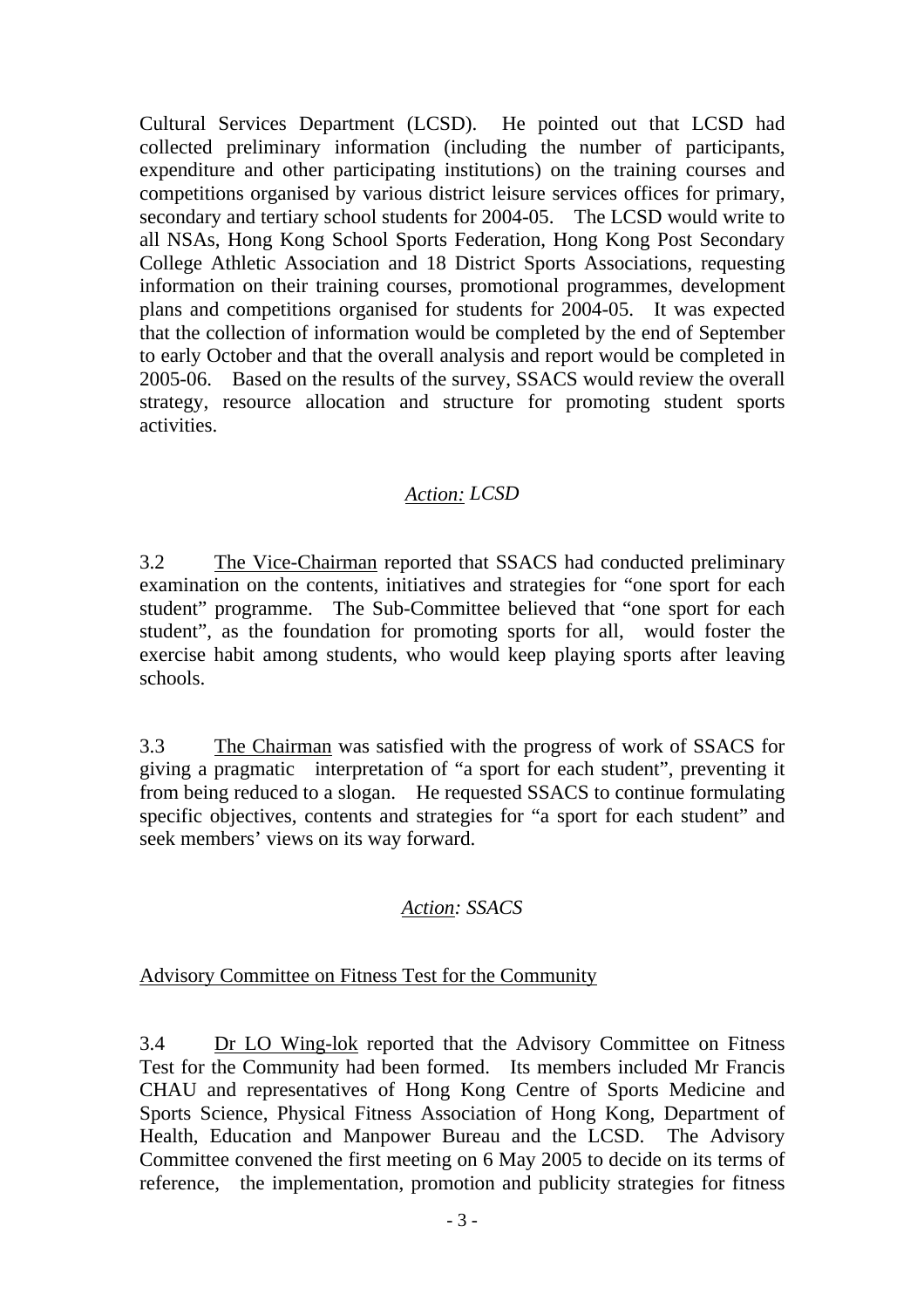Cultural Services Department (LCSD). He pointed out that LCSD had collected preliminary information (including the number of participants, expenditure and other participating institutions) on the training courses and competitions organised by various district leisure services offices for primary, secondary and tertiary school students for 2004-05. The LCSD would write to all NSAs, Hong Kong School Sports Federation, Hong Kong Post Secondary College Athletic Association and 18 District Sports Associations, requesting information on their training courses, promotional programmes, development plans and competitions organised for students for 2004-05. It was expected that the collection of information would be completed by the end of September to early October and that the overall analysis and report would be completed in 2005-06. Based on the results of the survey, SSACS would review the overall strategy, resource allocation and structure for promoting student sports activities.

*Action: LCSD*

3.2 The Vice-Chairman reported that SSACS had conducted preliminary examination on the contents, initiatives and strategies for "one sport for each student" programme. The Sub-Committee believed that "one sport for each student", as the foundation for promoting sports for all, would foster the exercise habit among students, who would keep playing sports after leaving schools.

3.3 The Chairman was satisfied with the progress of work of SSACS for giving a pragmatic interpretation of "a sport for each student", preventing it from being reduced to a slogan. He requested SSACS to continue formulating specific objectives, contents and strategies for "a sport for each student" and seek members' views on its way forward.

*Action: SSACS*

Advisory Committee on Fitness Test for the Community

3.4 Dr LO Wing-lok reported that the Advisory Committee on Fitness Test for the Community had been formed. Its members included Mr Francis CHAU and representatives of Hong Kong Centre of Sports Medicine and Sports Science, Physical Fitness Association of Hong Kong, Department of Health, Education and Manpower Bureau and the LCSD. The Advisory Committee convened the first meeting on 6 May 2005 to decide on its terms of reference, the implementation, promotion and publicity strategies for fitness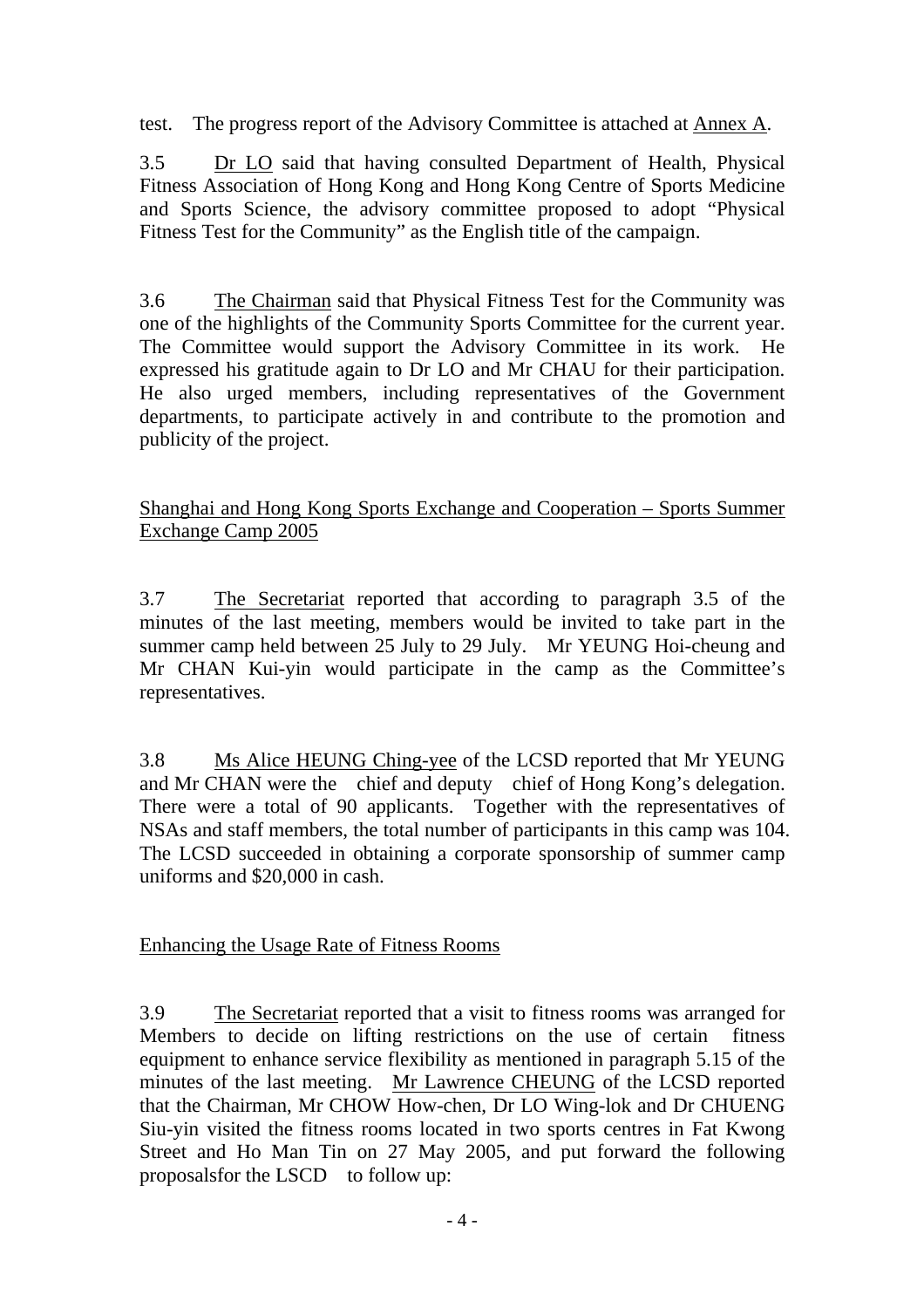test. The progress report of the Advisory Committee is attached at Annex A.

3.5 Dr LO said that having consulted Department of Health, Physical Fitness Association of Hong Kong and Hong Kong Centre of Sports Medicine and Sports Science, the advisory committee proposed to adopt "Physical Fitness Test for the Community" as the English title of the campaign.

3.6 The Chairman said that Physical Fitness Test for the Community was one of the highlights of the Community Sports Committee for the current year. The Committee would support the Advisory Committee in its work. He expressed his gratitude again to Dr LO and Mr CHAU for their participation. He also urged members, including representatives of the Government departments, to participate actively in and contribute to the promotion and publicity of the project.

Shanghai and Hong Kong Sports Exchange and Cooperation – Sports Summer Exchange Camp 2005

3.7 The Secretariat reported that according to paragraph 3.5 of the minutes of the last meeting, members would be invited to take part in the summer camp held between 25 July to 29 July. Mr YEUNG Hoi-cheung and Mr CHAN Kui-yin would participate in the camp as the Committee's representatives.

3.8 Ms Alice HEUNG Ching-yee of the LCSD reported that Mr YEUNG and Mr CHAN were the chief and deputy chief of Hong Kong's delegation. There were a total of 90 applicants. Together with the representatives of NSAs and staff members, the total number of participants in this camp was 104. The LCSD succeeded in obtaining a corporate sponsorship of summer camp uniforms and $20,000 in cash.

Enhancing the Usage Rate of Fitness Rooms

3.9 The Secretariat reported that a visit to fitness rooms was arranged for Members to decide on lifting restrictions on the use of certain fitness equipment to enhance service flexibility as mentioned in paragraph 5.15 of the minutes of the last meeting. Mr Lawrence CHEUNG of the LCSD reported that the Chairman, Mr CHOW How-chen, Dr LO Wing-lok and Dr CHUENG Siu-yin visited the fitness rooms located in two sports centres in Fat Kwong Street and Ho Man Tin on 27 May 2005, and put forward the following proposalsfor the LSCD to follow up: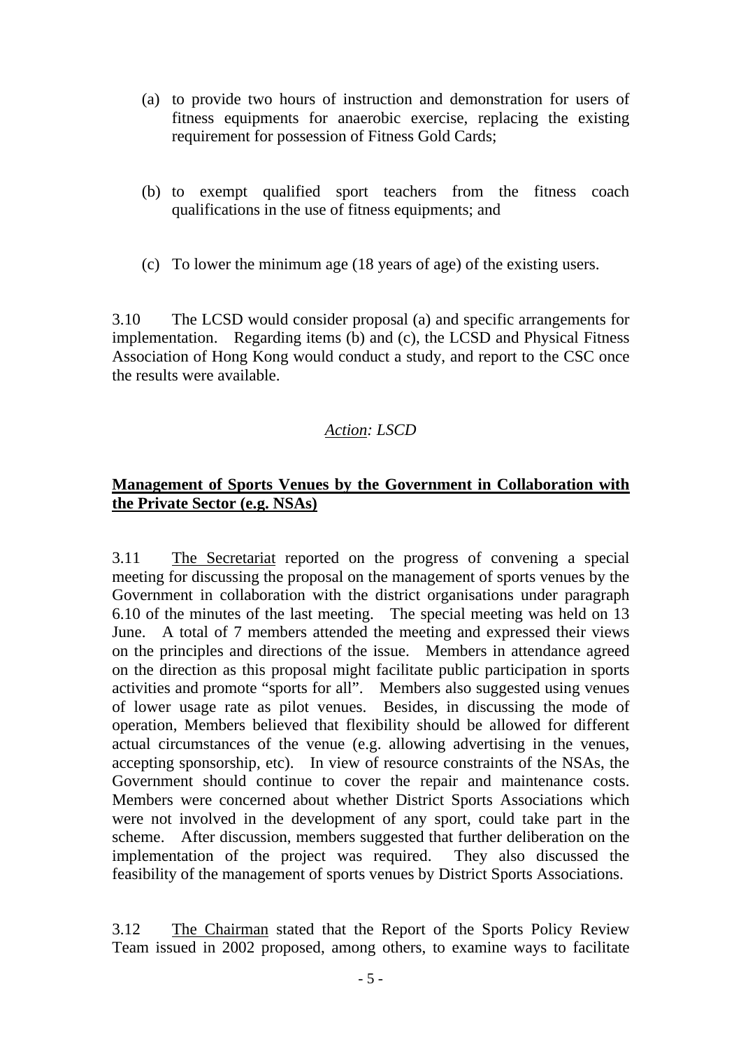(a) to provide two hours of instruction and demonstration for users of fitness equipments for anaerobic exercise, replacing the existing requirement for possession of Fitness Gold Cards;

(b) to exempt qualified sport teachers from the fitness coach qualifications in the use of fitness equipments; and

(c) To lower the minimum age (18 years of age) of the existing users.

3.10 The LCSD would consider proposal (a) and specific arrangements for implementation. Regarding items (b) and (c), the LCSD and Physical Fitness Association of Hong Kong would conduct a study, and report to the CSC once the results were available.

*Action: LSCD*

**Management of Sports Venues by the Government in Collaboration with the Private Sector (e.g. NSAs)**

3.11 The Secretariat reported on the progress of convening a special meeting for discussing the proposal on the management of sports venues by the Government in collaboration with the district organisations under paragraph 6.10 of the minutes of the last meeting. The special meeting was held on 13 June. A total of 7 members attended the meeting and expressed their views on the principles and directions of the issue. Members in attendance agreed on the direction as this proposal might facilitate public participation in sports activities and promote "sports for all". Members also suggested using venues of lower usage rate as pilot venues. Besides, in discussing the mode of operation, Members believed that flexibility should be allowed for different actual circumstances of the venue (e.g. allowing advertising in the venues, accepting sponsorship, etc). In view of resource constraints of the NSAs, the Government should continue to cover the repair and maintenance costs. Members were concerned about whether District Sports Associations which were not involved in the development of any sport, could take part in the scheme. After discussion, members suggested that further deliberation on the implementation of the project was required. They also discussed the feasibility of the management of sports venues by District Sports Associations.

3.12 The Chairman stated that the Report of the Sports Policy Review Team issued in 2002 proposed, among others, to examine ways to facilitate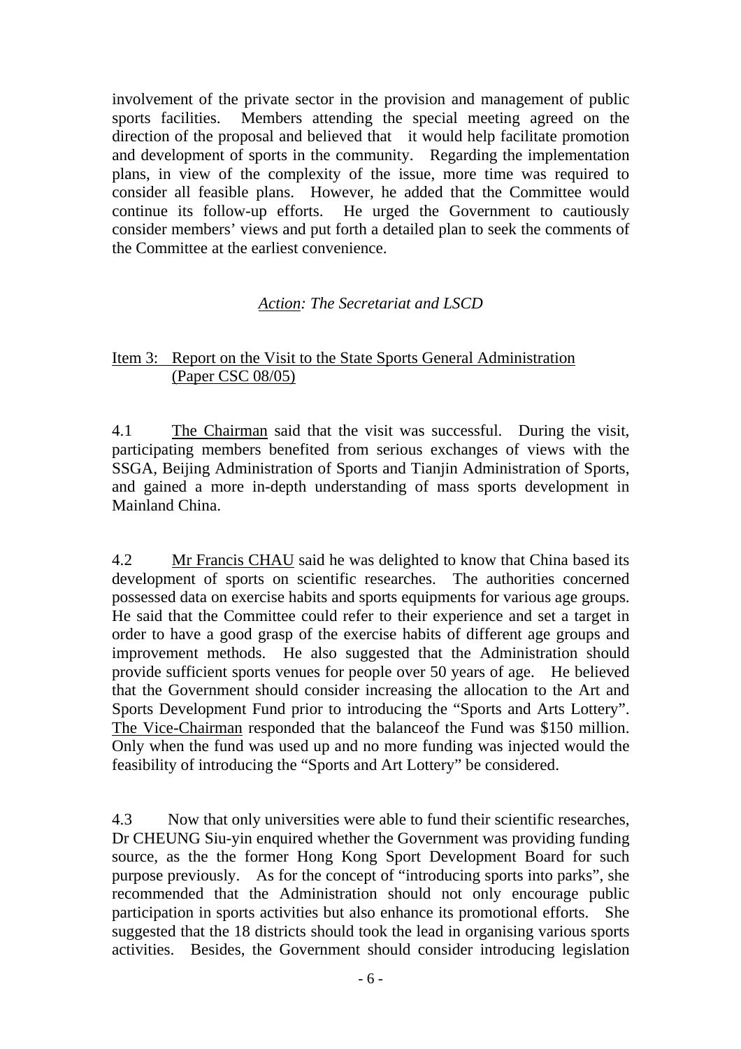involvement of the private sector in the provision and management of public sports facilities. Members attending the special meeting agreed on the direction of the proposal and believed that it would help facilitate promotion and development of sports in the community. Regarding the implementation plans, in view of the complexity of the issue, more time was required to consider all feasible plans. However, he added that the Committee would continue its follow-up efforts. He urged the Government to cautiously consider members' views and put forth a detailed plan to seek the comments of the Committee at the earliest convenience.

*Action: The Secretariat and LSCD*

Item 3: Report on the Visit to the State Sports General Administration (Paper CSC 08/05)

4.1 The Chairman said that the visit was successful. During the visit, participating members benefited from serious exchanges of views with the SSGA, Beijing Administration of Sports and Tianjin Administration of Sports, and gained a more in-depth understanding of mass sports development in Mainland China.

4.2 Mr Francis CHAU said he was delighted to know that China based its development of sports on scientific researches. The authorities concerned possessed data on exercise habits and sports equipments for various age groups. He said that the Committee could refer to their experience and set a target in order to have a good grasp of the exercise habits of different age groups and improvement methods. He also suggested that the Administration should provide sufficient sports venues for people over 50 years of age. He believed that the Government should consider increasing the allocation to the Art and Sports Development Fund prior to introducing the "Sports and Arts Lottery". The Vice-Chairman responded that the balanceof the Fund was $150 million. Only when the fund was used up and no more funding was injected would the feasibility of introducing the "Sports and Art Lottery" be considered.

4.3 Now that only universities were able to fund their scientific researches, Dr CHEUNG Siu-yin enquired whether the Government was providing funding source, as the the former Hong Kong Sport Development Board for such purpose previously. As for the concept of "introducing sports into parks", she recommended that the Administration should not only encourage public participation in sports activities but also enhance its promotional efforts. She suggested that the 18 districts should took the lead in organising various sports activities. Besides, the Government should consider introducing legislation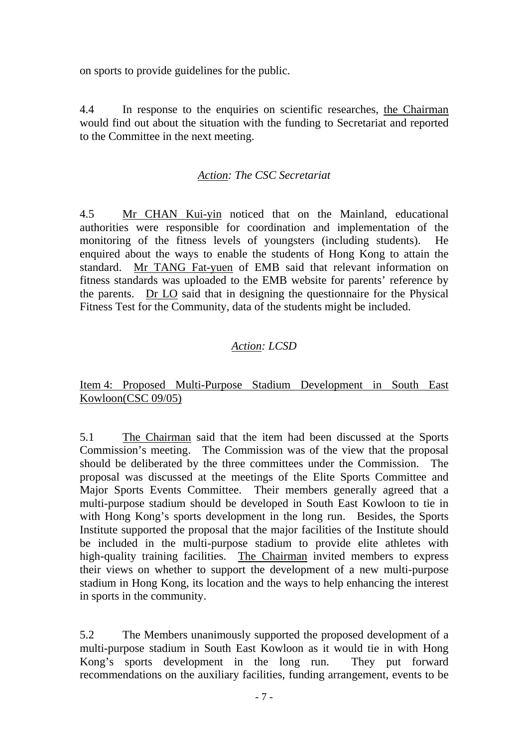on sports to provide guidelines for the public.

4.4 In response to the enquiries on scientific researches, the Chairman would find out about the situation with the funding to Secretariat and reported to the Committee in the next meeting.

*Action: The CSC Secretariat*

4.5 Mr CHAN Kui-yin noticed that on the Mainland, educational authorities were responsible for coordination and implementation of the monitoring of the fitness levels of youngsters (including students). He enquired about the ways to enable the students of Hong Kong to attain the standard. Mr TANG Fat-yuen of EMB said that relevant information on fitness standards was uploaded to the EMB website for parents' reference by the parents. Dr LO said that in designing the questionnaire for the Physical Fitness Test for the Community, data of the students might be included.

*Action: LCSD*

Item 4: Proposed Multi-Purpose Stadium Development in South East Kowloon(CSC 09/05)

5.1 The Chairman said that the item had been discussed at the Sports Commission's meeting. The Commission was of the view that the proposal should be deliberated by the three committees under the Commission. The proposal was discussed at the meetings of the Elite Sports Committee and Major Sports Events Committee. Their members generally agreed that a multi-purpose stadium should be developed in South East Kowloon to tie in with Hong Kong's sports development in the long run. Besides, the Sports Institute supported the proposal that the major facilities of the Institute should be included in the multi-purpose stadium to provide elite athletes with high-quality training facilities. The Chairman invited members to express their views on whether to support the development of a new multi-purpose stadium in Hong Kong, its location and the ways to help enhancing the interest in sports in the community.

5.2 The Members unanimously supported the proposed development of a multi-purpose stadium in South East Kowloon as it would tie in with Hong Kong's sports development in the long run. They put forward recommendations on the auxiliary facilities, funding arrangement, events to be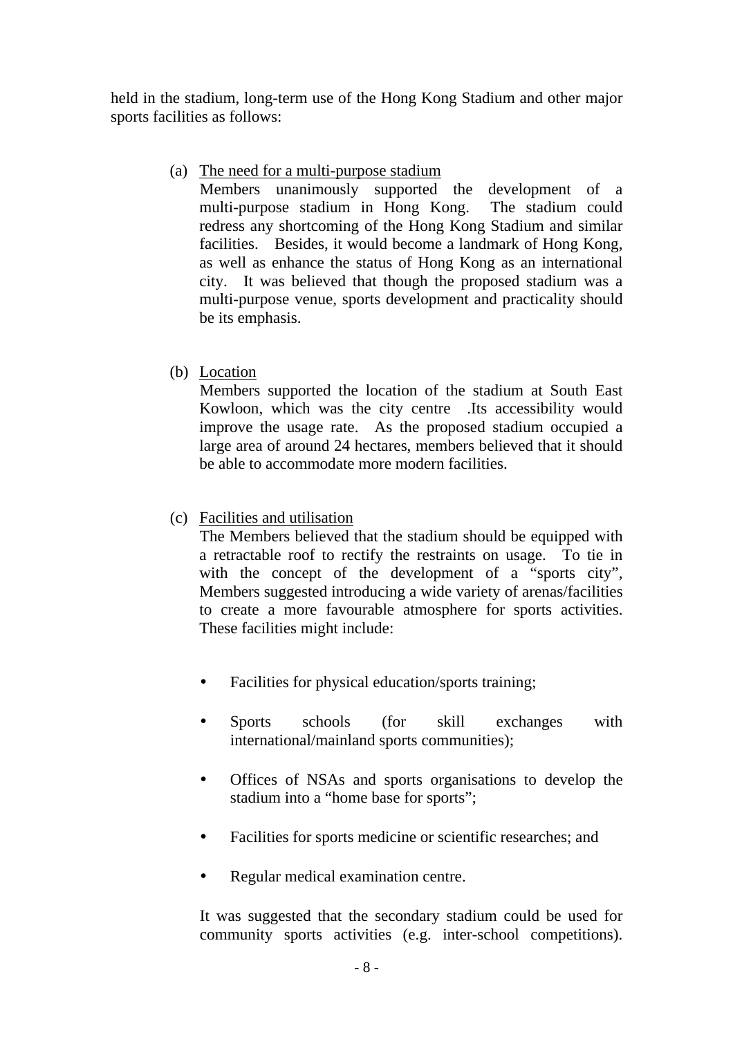held in the stadium, long-term use of the Hong Kong Stadium and other major sports facilities as follows:

(a) The need for a multi-purpose stadium

Members unanimously supported the development of a multi-purpose stadium in Hong Kong. The stadium could redress any shortcoming of the Hong Kong Stadium and similar facilities. Besides, it would become a landmark of Hong Kong, as well as enhance the status of Hong Kong as an international city. It was believed that though the proposed stadium was a multi-purpose venue, sports development and practicality should be its emphasis.

(b) Location

Members supported the location of the stadium at South East Kowloon, which was the city centre .Its accessibility would improve the usage rate. As the proposed stadium occupied a large area of around 24 hectares, members believed that it should be able to accommodate more modern facilities.

(c) Facilities and utilisation

The Members believed that the stadium should be equipped with a retractable roof to rectify the restraints on usage. To tie in with the concept of the development of a "sports city", Members suggested introducing a wide variety of arenas/facilities to create a more favourable atmosphere for sports activities. These facilities might include:

- Facilities for physical education/sports training;
- Sports schools (for skill exchanges with international/mainland sports communities);
- Offices of NSAs and sports organisations to develop the stadium into a "home base for sports";
- Facilities for sports medicine or scientific researches; and
- Regular medical examination centre.

It was suggested that the secondary stadium could be used for community sports activities (e.g. inter-school competitions).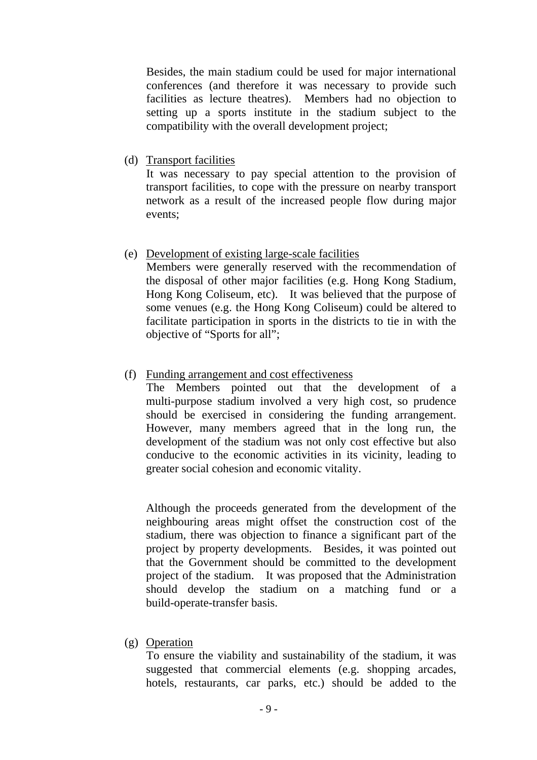Besides, the main stadium could be used for major international conferences (and therefore it was necessary to provide such facilities as lecture theatres). Members had no objection to setting up a sports institute in the stadium subject to the compatibility with the overall development project;

(d) <u>Transport facilities</u>

It was necessary to pay special attention to the provision of transport facilities, to cope with the pressure on nearby transport network as a result of the increased people flow during major events;

(e) <u>Development of existing large-scale facilities</u>

Members were generally reserved with the recommendation of the disposal of other major facilities (e.g. Hong Kong Stadium, Hong Kong Coliseum, etc). It was believed that the purpose of some venues (e.g. the Hong Kong Coliseum) could be altered to facilitate participation in sports in the districts to tie in with the objective of "Sports for all";

(f) <u>Funding arrangement and cost effectiveness</u>

The Members pointed out that the development of a multi-purpose stadium involved a very high cost, so prudence should be exercised in considering the funding arrangement. However, many members agreed that in the long run, the development of the stadium was not only cost effective but also conducive to the economic activities in its vicinity, leading to greater social cohesion and economic vitality.

Although the proceeds generated from the development of the neighbouring areas might offset the construction cost of the stadium, there was objection to finance a significant part of the project by property developments. Besides, it was pointed out that the Government should be committed to the development project of the stadium. It was proposed that the Administration should develop the stadium on a matching fund or a build-operate-transfer basis.

(g) <u>Operation</u>

To ensure the viability and sustainability of the stadium, it was suggested that commercial elements (e.g. shopping arcades, hotels, restaurants, car parks, etc.) should be added to the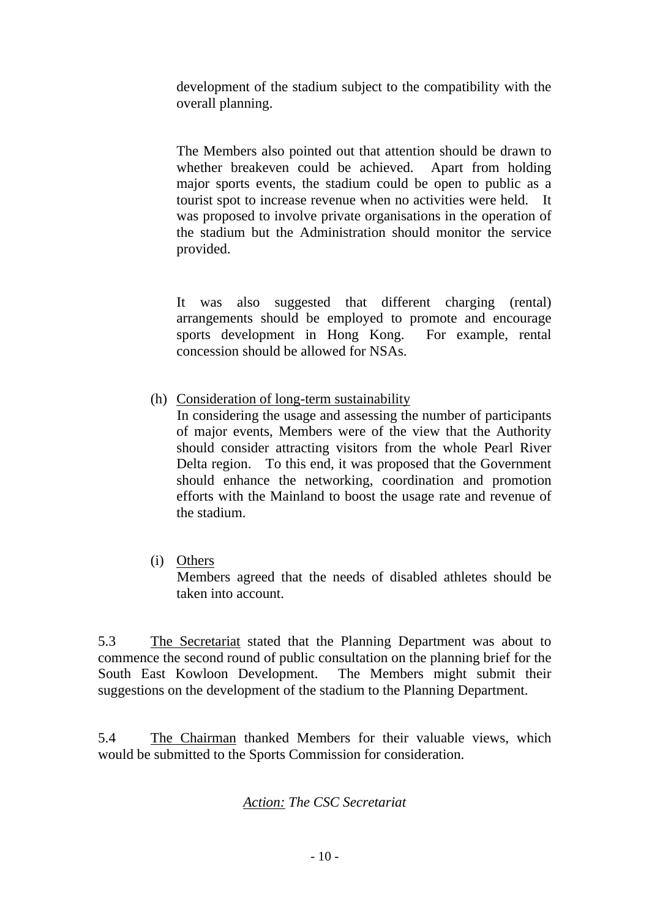development of the stadium subject to the compatibility with the overall planning.

The Members also pointed out that attention should be drawn to whether breakeven could be achieved. Apart from holding major sports events, the stadium could be open to public as a tourist spot to increase revenue when no activities were held. It was proposed to involve private organisations in the operation of the stadium but the Administration should monitor the service provided.

It was also suggested that different charging (rental) arrangements should be employed to promote and encourage sports development in Hong Kong. For example, rental concession should be allowed for NSAs.

(h) Consideration of long-term sustainability

In considering the usage and assessing the number of participants of major events, Members were of the view that the Authority should consider attracting visitors from the whole Pearl River Delta region. To this end, it was proposed that the Government should enhance the networking, coordination and promotion efforts with the Mainland to boost the usage rate and revenue of the stadium.

(i) Others

Members agreed that the needs of disabled athletes should be taken into account.

5.3 The Secretariat stated that the Planning Department was about to commence the second round of public consultation on the planning brief for the South East Kowloon Development. The Members might submit their suggestions on the development of the stadium to the Planning Department.

5.4 The Chairman thanked Members for their valuable views, which would be submitted to the Sports Commission for consideration.

*Action: The CSC Secretariat*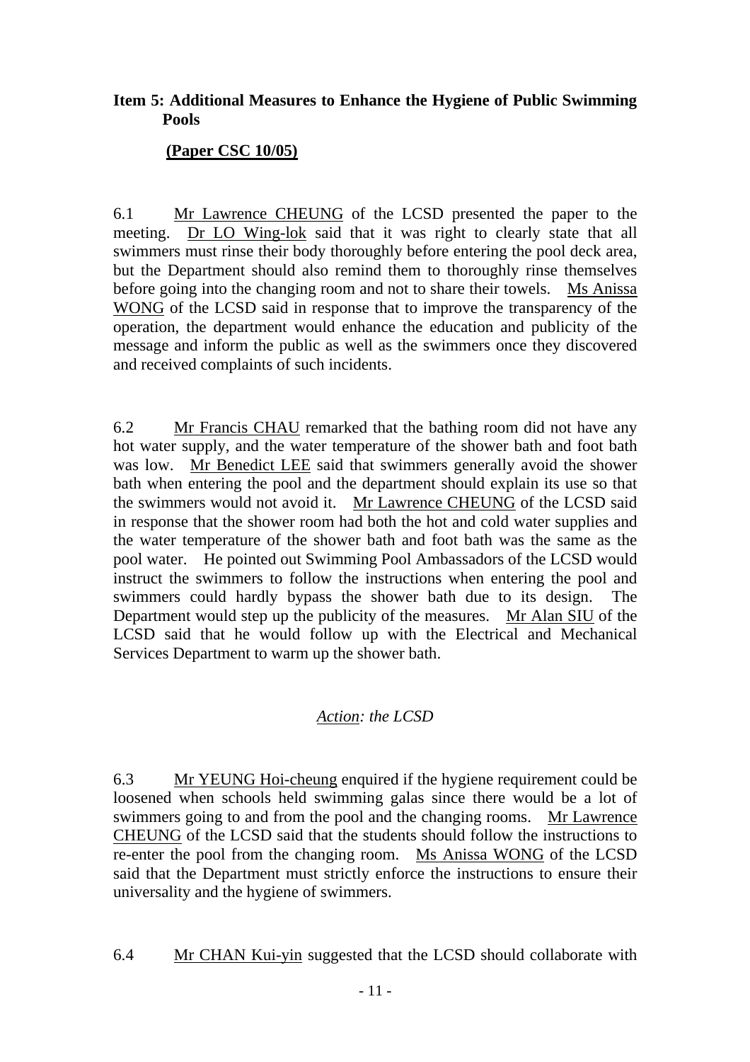**Item 5: Additional Measures to Enhance the Hygiene of Public Swimming Pools**

**(Paper CSC 10/05)**

6.1 Mr Lawrence CHEUNG of the LCSD presented the paper to the meeting. Dr LO Wing-lok said that it was right to clearly state that all swimmers must rinse their body thoroughly before entering the pool deck area, but the Department should also remind them to thoroughly rinse themselves before going into the changing room and not to share their towels. Ms Anissa WONG of the LCSD said in response that to improve the transparency of the operation, the department would enhance the education and publicity of the message and inform the public as well as the swimmers once they discovered and received complaints of such incidents.

6.2 Mr Francis CHAU remarked that the bathing room did not have any hot water supply, and the water temperature of the shower bath and foot bath was low. Mr Benedict LEE said that swimmers generally avoid the shower bath when entering the pool and the department should explain its use so that the swimmers would not avoid it. Mr Lawrence CHEUNG of the LCSD said in response that the shower room had both the hot and cold water supplies and the water temperature of the shower bath and foot bath was the same as the pool water. He pointed out Swimming Pool Ambassadors of the LCSD would instruct the swimmers to follow the instructions when entering the pool and swimmers could hardly bypass the shower bath due to its design. The Department would step up the publicity of the measures. Mr Alan SIU of the LCSD said that he would follow up with the Electrical and Mechanical Services Department to warm up the shower bath.

*Action: the LCSD*

6.3 Mr YEUNG Hoi-cheung enquired if the hygiene requirement could be loosened when schools held swimming galas since there would be a lot of swimmers going to and from the pool and the changing rooms. Mr Lawrence CHEUNG of the LCSD said that the students should follow the instructions to re-enter the pool from the changing room. Ms Anissa WONG of the LCSD said that the Department must strictly enforce the instructions to ensure their universality and the hygiene of swimmers.

6.4 Mr CHAN Kui-yin suggested that the LCSD should collaborate with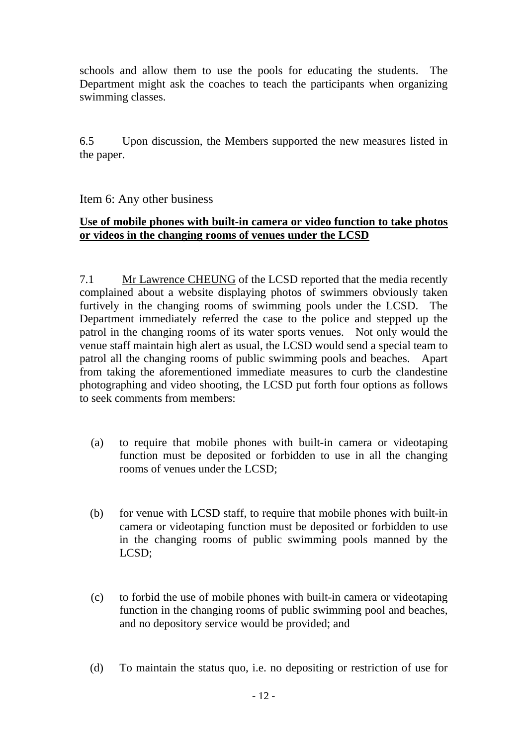schools and allow them to use the pools for educating the students. The Department might ask the coaches to teach the participants when organizing swimming classes.

6.5 Upon discussion, the Members supported the new measures listed in the paper.

Item 6: Any other business

**Use of mobile phones with built-in camera or video function to take photos or videos in the changing rooms of venues under the LCSD**

7.1 Mr Lawrence CHEUNG of the LCSD reported that the media recently complained about a website displaying photos of swimmers obviously taken furtively in the changing rooms of swimming pools under the LCSD. The Department immediately referred the case to the police and stepped up the patrol in the changing rooms of its water sports venues. Not only would the venue staff maintain high alert as usual, the LCSD would send a special team to patrol all the changing rooms of public swimming pools and beaches. Apart from taking the aforementioned immediate measures to curb the clandestine photographing and video shooting, the LCSD put forth four options as follows to seek comments from members:

(a) to require that mobile phones with built-in camera or videotaping function must be deposited or forbidden to use in all the changing rooms of venues under the LCSD;

(b) for venue with LCSD staff, to require that mobile phones with built-in camera or videotaping function must be deposited or forbidden to use in the changing rooms of public swimming pools manned by the LCSD;

(c) to forbid the use of mobile phones with built-in camera or videotaping function in the changing rooms of public swimming pool and beaches, and no depository service would be provided; and

(d) To maintain the status quo, i.e. no depositing or restriction of use for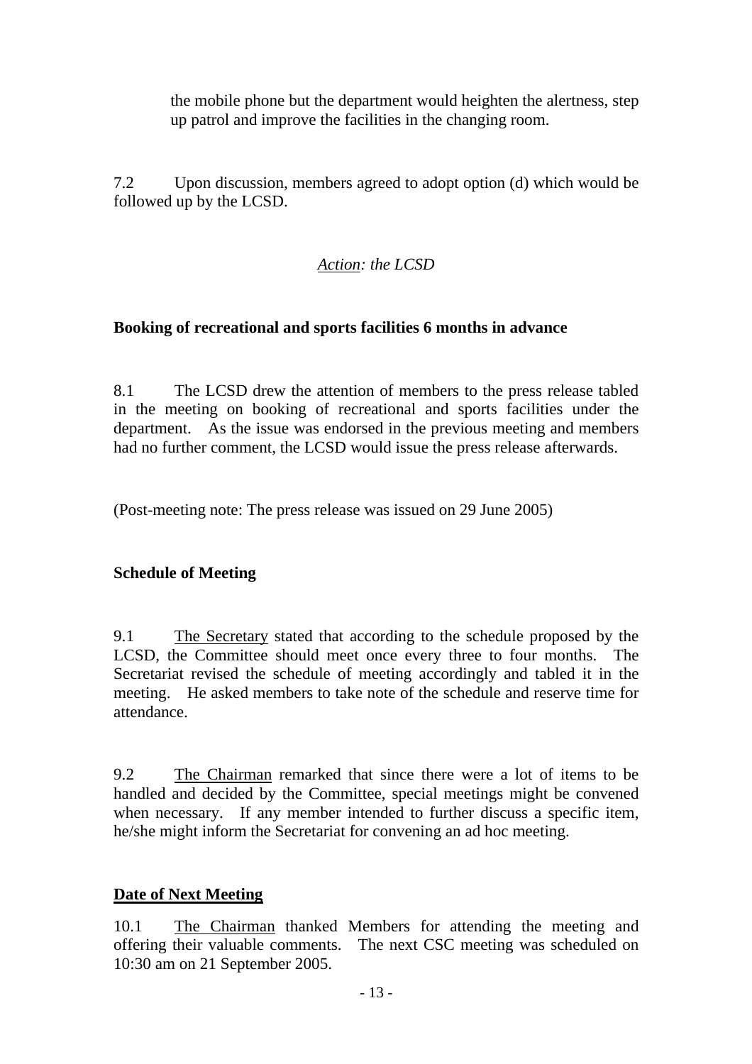the mobile phone but the department would heighten the alertness, step up patrol and improve the facilities in the changing room.

7.2 Upon discussion, members agreed to adopt option (d) which would be followed up by the LCSD.

*<u>Action</u>: the LCSD*

**Booking of recreational and sports facilities 6 months in advance**

8.1 The LCSD drew the attention of members to the press release tabled in the meeting on booking of recreational and sports facilities under the department. As the issue was endorsed in the previous meeting and members had no further comment, the LCSD would issue the press release afterwards.

(Post-meeting note: The press release was issued on 29 June 2005)

**Schedule of Meeting**

9.1 <u>The Secretary</u> stated that according to the schedule proposed by the LCSD, the Committee should meet once every three to four months. The Secretariat revised the schedule of meeting accordingly and tabled it in the meeting. He asked members to take note of the schedule and reserve time for attendance.

9.2 <u>The Chairman</u> remarked that since there were a lot of items to be handled and decided by the Committee, special meetings might be convened when necessary. If any member intended to further discuss a specific item, he/she might inform the Secretariat for convening an ad hoc meeting.

**<u>Date of Next Meeting</u>**

10.1 <u>The Chairman</u> thanked Members for attending the meeting and offering their valuable comments. The next CSC meeting was scheduled on 10:30 am on 21 September 2005.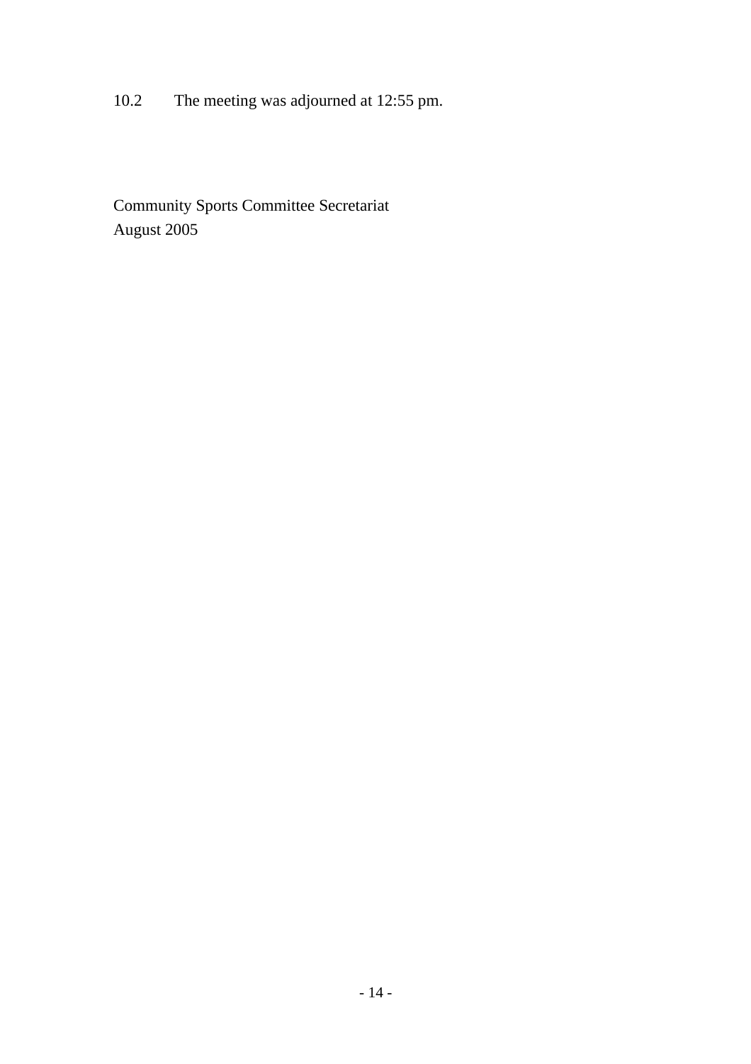10.2 The meeting was adjourned at 12:55 pm.

Community Sports Committee Secretariat
August 2005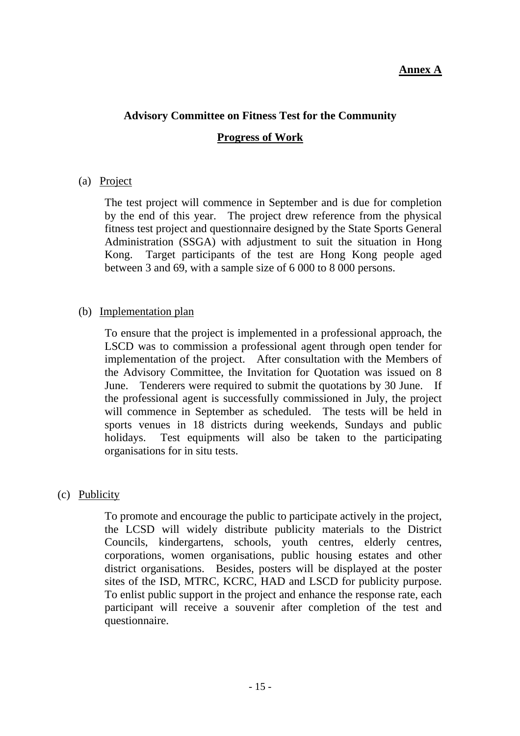**Annex A**

**Advisory Committee on Fitness Test for the Community**

**Progress of Work**

(a) Project

The test project will commence in September and is due for completion by the end of this year. The project drew reference from the physical fitness test project and questionnaire designed by the State Sports General Administration (SSGA) with adjustment to suit the situation in Hong Kong. Target participants of the test are Hong Kong people aged between 3 and 69, with a sample size of 6 000 to 8 000 persons.

(b) Implementation plan

To ensure that the project is implemented in a professional approach, the LSCD was to commission a professional agent through open tender for implementation of the project. After consultation with the Members of the Advisory Committee, the Invitation for Quotation was issued on 8 June. Tenderers were required to submit the quotations by 30 June. If the professional agent is successfully commissioned in July, the project will commence in September as scheduled. The tests will be held in sports venues in 18 districts during weekends, Sundays and public holidays. Test equipments will also be taken to the participating organisations for in situ tests.

(c) Publicity

To promote and encourage the public to participate actively in the project, the LCSD will widely distribute publicity materials to the District Councils, kindergartens, schools, youth centres, elderly centres, corporations, women organisations, public housing estates and other district organisations. Besides, posters will be displayed at the poster sites of the ISD, MTRC, KCRC, HAD and LSCD for publicity purpose. To enlist public support in the project and enhance the response rate, each participant will receive a souvenir after completion of the test and questionnaire.